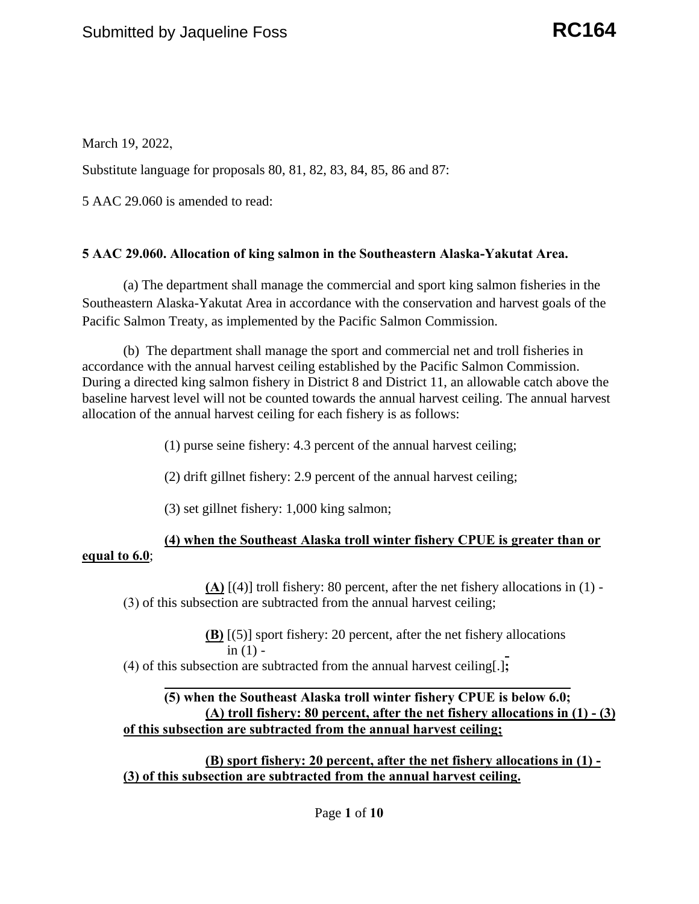Submitted by Jaqueline Foss

**RC164**

March 19, 2022,

Substitute language for proposals 80, 81, 82, 83, 84, 85, 86 and 87:

5 AAC 29.060 is amended to read:

**5 AAC 29.060. Allocation of king salmon in the Southeastern Alaska-Yakutat Area.**

(a) The department shall manage the commercial and sport king salmon fisheries in the Southeastern Alaska-Yakutat Area in accordance with the conservation and harvest goals of the Pacific Salmon Treaty, as implemented by the Pacific Salmon Commission.

(b) The department shall manage the sport and commercial net and troll fisheries in accordance with the annual harvest ceiling established by the Pacific Salmon Commission. During a directed king salmon fishery in District 8 and District 11, an allowable catch above the baseline harvest level will not be counted towards the annual harvest ceiling. The annual harvest allocation of the annual harvest ceiling for each fishery is as follows:

(1) purse seine fishery: 4.3 percent of the annual harvest ceiling;

(2) drift gillnet fishery: 2.9 percent of the annual harvest ceiling;

(3) set gillnet fishery: 1,000 king salmon;

**(4) when the Southeast Alaska troll winter fishery CPUE is greater than or equal to 6.0**;

**(A)** [(4)] troll fishery: 80 percent, after the net fishery allocations in (1) - (3) of this subsection are subtracted from the annual harvest ceiling;

**(B)** [(5)] sport fishery: 20 percent, after the net fishery allocations in (1) - (4) of this subsection are subtracted from the annual harvest ceiling[.]**;**

**(5) when the Southeast Alaska troll winter fishery CPUE is below 6.0;**

**(A) troll fishery: 80 percent, after the net fishery allocations in (1) - (3) of this subsection are subtracted from the annual harvest ceiling;**

**(B) sport fishery: 20 percent, after the net fishery allocations in (1) - (3) of this subsection are subtracted from the annual harvest ceiling.**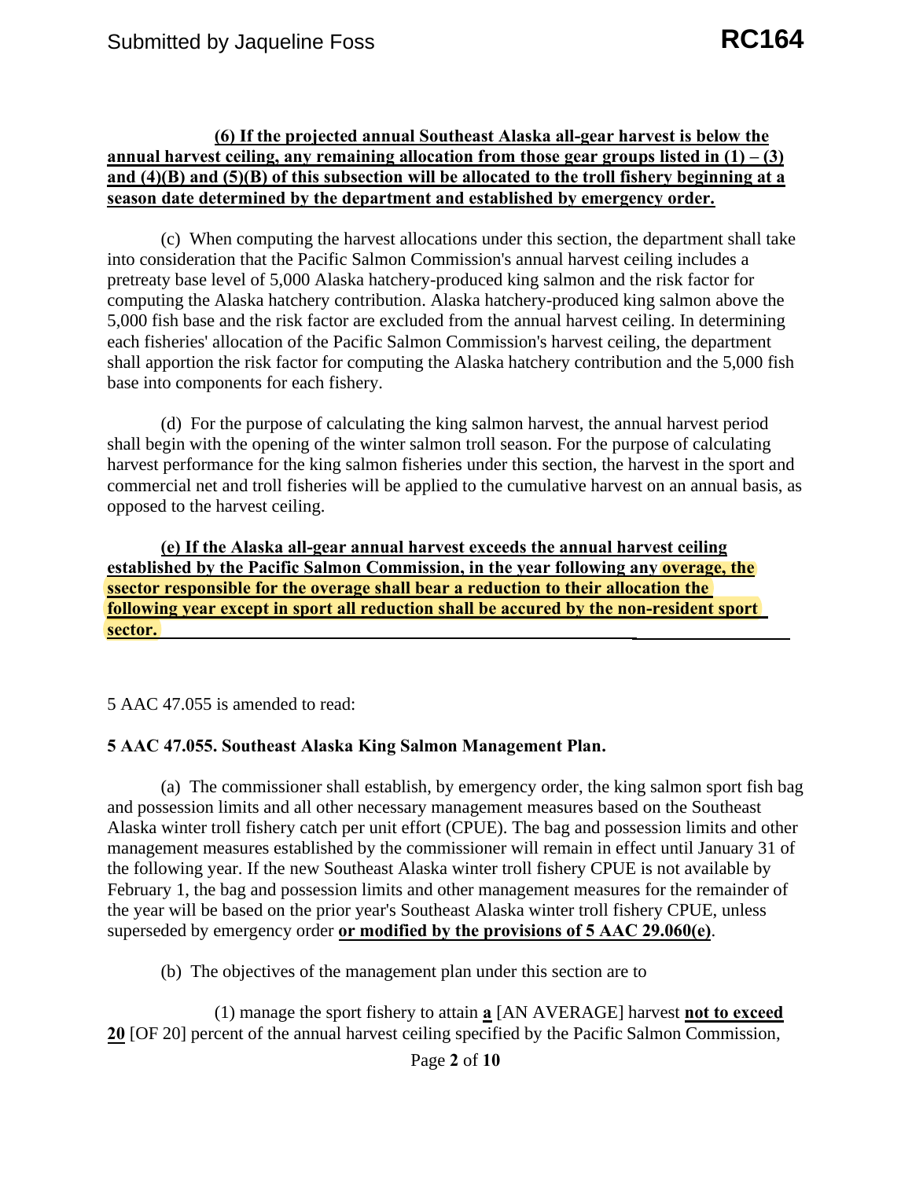**(6) If the projected annual Southeast Alaska all-gear harvest is below the annual harvest ceiling, any remaining allocation from those gear groups listed in (1) – (3) and (4)(B) and (5)(B) of this subsection will be allocated to the troll fishery beginning at a season date determined by the department and established by emergency order.**

(c) When computing the harvest allocations under this section, the department shall take into consideration that the Pacific Salmon Commission's annual harvest ceiling includes a pretreaty base level of 5,000 Alaska hatchery-produced king salmon and the risk factor for computing the Alaska hatchery contribution. Alaska hatchery-produced king salmon above the 5,000 fish base and the risk factor are excluded from the annual harvest ceiling. In determining each fisheries' allocation of the Pacific Salmon Commission's harvest ceiling, the department shall apportion the risk factor for computing the Alaska hatchery contribution and the 5,000 fish base into components for each fishery.

(d) For the purpose of calculating the king salmon harvest, the annual harvest period shall begin with the opening of the winter salmon troll season. For the purpose of calculating harvest performance for the king salmon fisheries under this section, the harvest in the sport and commercial net and troll fisheries will be applied to the cumulative harvest on an annual basis, as opposed to the harvest ceiling.

**(e) If the Alaska all-gear annual harvest exceeds the annual harvest ceiling established by the Pacific Salmon Commission, in the year following any overage, the ssector responsible for the overage shall bear a reduction to their allocation the following year except in sport all reduction shall be accured by the non-resident sport sector.**

5 AAC 47.055 is amended to read:

**5 AAC 47.055. Southeast Alaska King Salmon Management Plan.**

(a) The commissioner shall establish, by emergency order, the king salmon sport fish bag and possession limits and all other necessary management measures based on the Southeast Alaska winter troll fishery catch per unit effort (CPUE). The bag and possession limits and other management measures established by the commissioner will remain in effect until January 31 of the following year. If the new Southeast Alaska winter troll fishery CPUE is not available by February 1, the bag and possession limits and other management measures for the remainder of the year will be based on the prior year's Southeast Alaska winter troll fishery CPUE, unless superseded by emergency order **or modified by the provisions of 5 AAC 29.060(e)**.

(b) The objectives of the management plan under this section are to

(1) manage the sport fishery to attain **a** [AN AVERAGE] harvest **not to exceed 20** [OF 20] percent of the annual harvest ceiling specified by the Pacific Salmon Commission,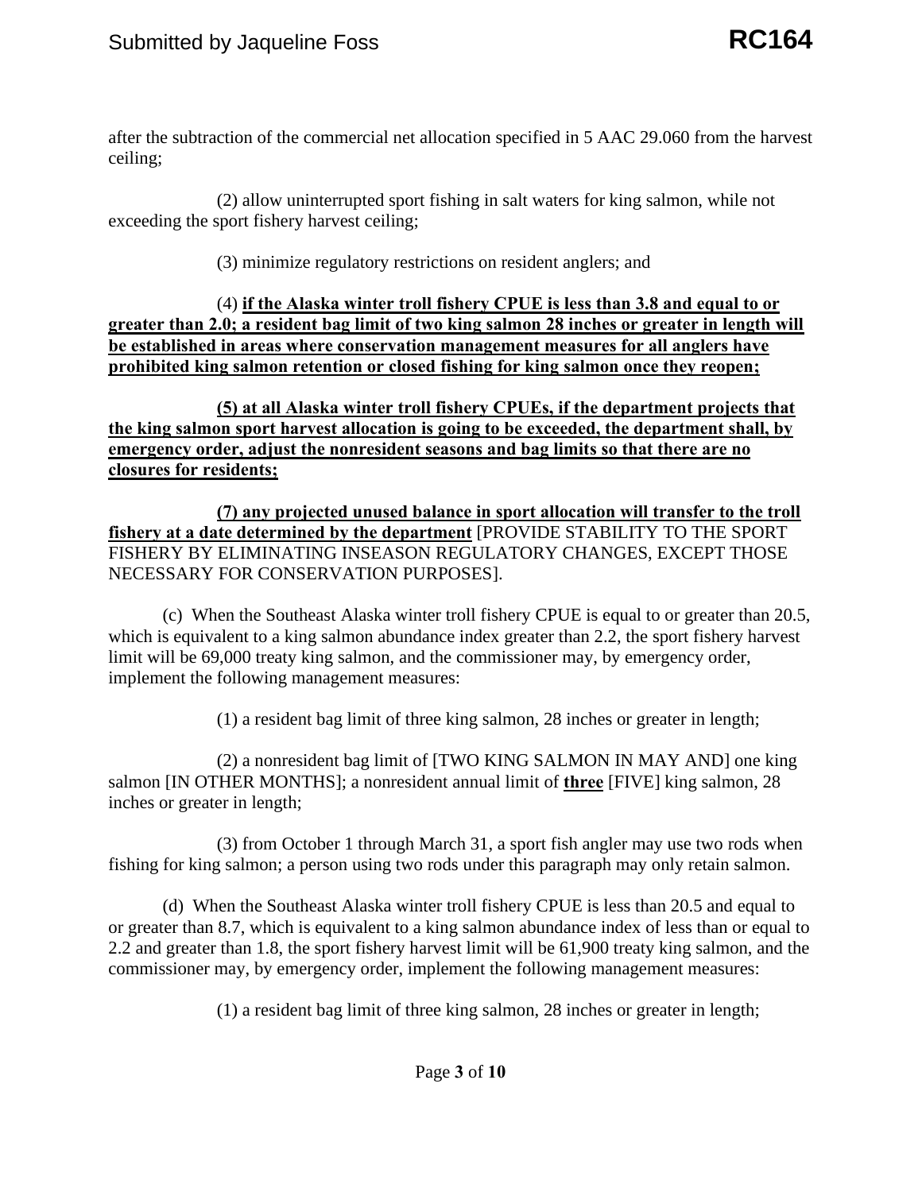after the subtraction of the commercial net allocation specified in 5 AAC 29.060 from the harvest ceiling;

(2) allow uninterrupted sport fishing in salt waters for king salmon, while not exceeding the sport fishery harvest ceiling;

(3) minimize regulatory restrictions on resident anglers; and

(4) **<u>if the Alaska winter troll fishery CPUE is less than 3.8 and equal to or greater than 2.0; a resident bag limit of two king salmon 28 inches or greater in length will be established in areas where conservation management measures for all anglers have prohibited king salmon retention or closed fishing for king salmon once they reopen;</u>**

**<u>(5) at all Alaska winter troll fishery CPUEs, if the department projects that the king salmon sport harvest allocation is going to be exceeded, the department shall, by emergency order, adjust the nonresident seasons and bag limits so that there are no closures for residents;</u>**

**<u>(7) any projected unused balance in sport allocation will transfer to the troll fishery at a date determined by the department</u>** [PROVIDE STABILITY TO THE SPORT FISHERY BY ELIMINATING INSEASON REGULATORY CHANGES, EXCEPT THOSE NECESSARY FOR CONSERVATION PURPOSES].

(c) When the Southeast Alaska winter troll fishery CPUE is equal to or greater than 20.5, which is equivalent to a king salmon abundance index greater than 2.2, the sport fishery harvest limit will be 69,000 treaty king salmon, and the commissioner may, by emergency order, implement the following management measures:

(1) a resident bag limit of three king salmon, 28 inches or greater in length;

(2) a nonresident bag limit of [TWO KING SALMON IN MAY AND] one king salmon [IN OTHER MONTHS]; a nonresident annual limit of **<u>three</u>** [FIVE] king salmon, 28 inches or greater in length;

(3) from October 1 through March 31, a sport fish angler may use two rods when fishing for king salmon; a person using two rods under this paragraph may only retain salmon.

(d) When the Southeast Alaska winter troll fishery CPUE is less than 20.5 and equal to or greater than 8.7, which is equivalent to a king salmon abundance index of less than or equal to 2.2 and greater than 1.8, the sport fishery harvest limit will be 61,900 treaty king salmon, and the commissioner may, by emergency order, implement the following management measures:

(1) a resident bag limit of three king salmon, 28 inches or greater in length;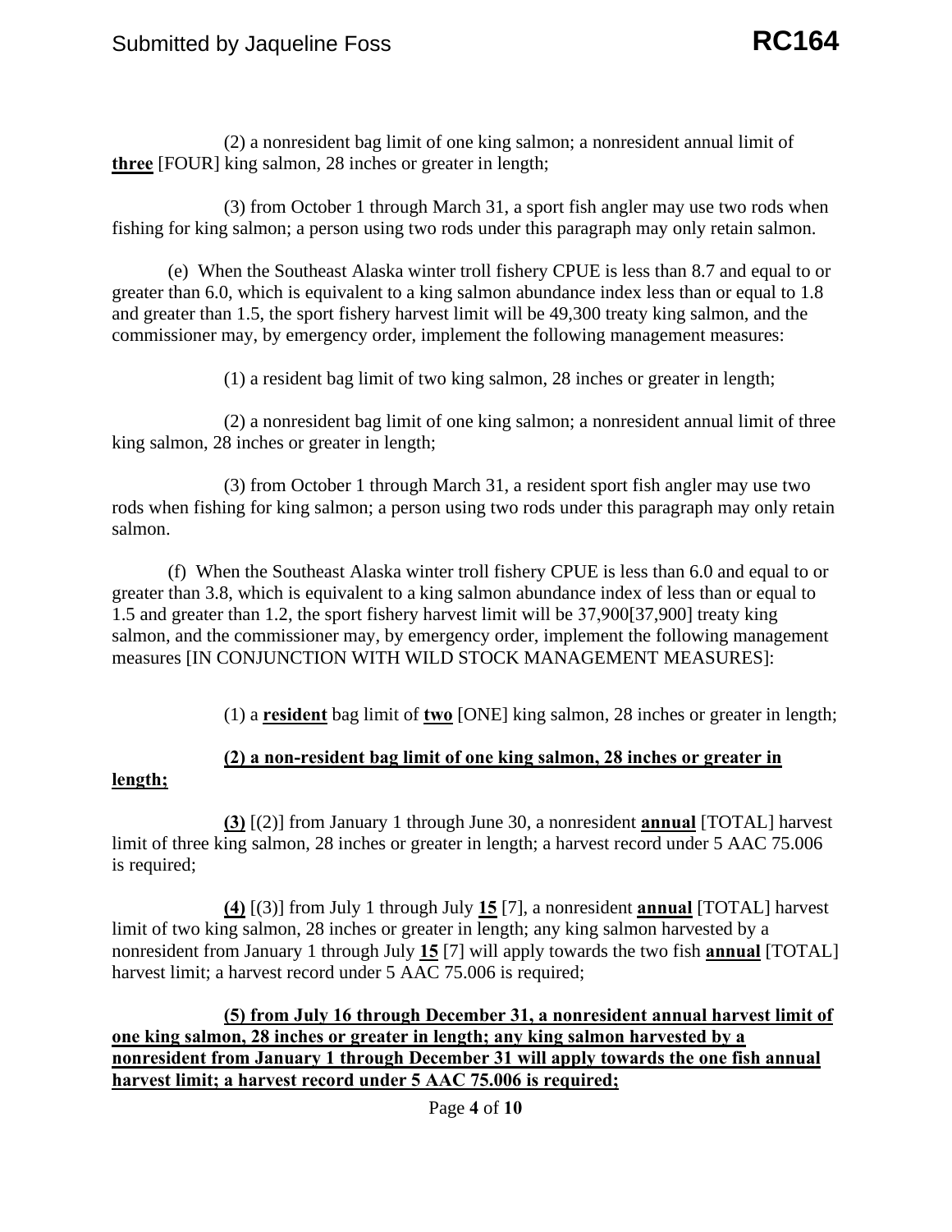(2) a nonresident bag limit of one king salmon; a nonresident annual limit of **three** [FOUR] king salmon, 28 inches or greater in length;

(3) from October 1 through March 31, a sport fish angler may use two rods when fishing for king salmon; a person using two rods under this paragraph may only retain salmon.

(e) When the Southeast Alaska winter troll fishery CPUE is less than 8.7 and equal to or greater than 6.0, which is equivalent to a king salmon abundance index less than or equal to 1.8 and greater than 1.5, the sport fishery harvest limit will be 49,300 treaty king salmon, and the commissioner may, by emergency order, implement the following management measures:

(1) a resident bag limit of two king salmon, 28 inches or greater in length;

(2) a nonresident bag limit of one king salmon; a nonresident annual limit of three king salmon, 28 inches or greater in length;

(3) from October 1 through March 31, a resident sport fish angler may use two rods when fishing for king salmon; a person using two rods under this paragraph may only retain salmon.

(f) When the Southeast Alaska winter troll fishery CPUE is less than 6.0 and equal to or greater than 3.8, which is equivalent to a king salmon abundance index of less than or equal to 1.5 and greater than 1.2, the sport fishery harvest limit will be 37,900[37,900] treaty king salmon, and the commissioner may, by emergency order, implement the following management measures [IN CONJUNCTION WITH WILD STOCK MANAGEMENT MEASURES]:

(1) a **resident** bag limit of **two** [ONE] king salmon, 28 inches or greater in length;

**(2) a non-resident bag limit of one king salmon, 28 inches or greater in length;**

**(3)** [(2)] from January 1 through June 30, a nonresident **annual** [TOTAL] harvest limit of three king salmon, 28 inches or greater in length; a harvest record under 5 AAC 75.006 is required;

**(4)** [(3)] from July 1 through July **15** [7], a nonresident **annual** [TOTAL] harvest limit of two king salmon, 28 inches or greater in length; any king salmon harvested by a nonresident from January 1 through July **15** [7] will apply towards the two fish **annual** [TOTAL] harvest limit; a harvest record under 5 AAC 75.006 is required;

**(5) from July 16 through December 31, a nonresident annual harvest limit of one king salmon, 28 inches or greater in length; any king salmon harvested by a nonresident from January 1 through December 31 will apply towards the one fish annual harvest limit; a harvest record under 5 AAC 75.006 is required;**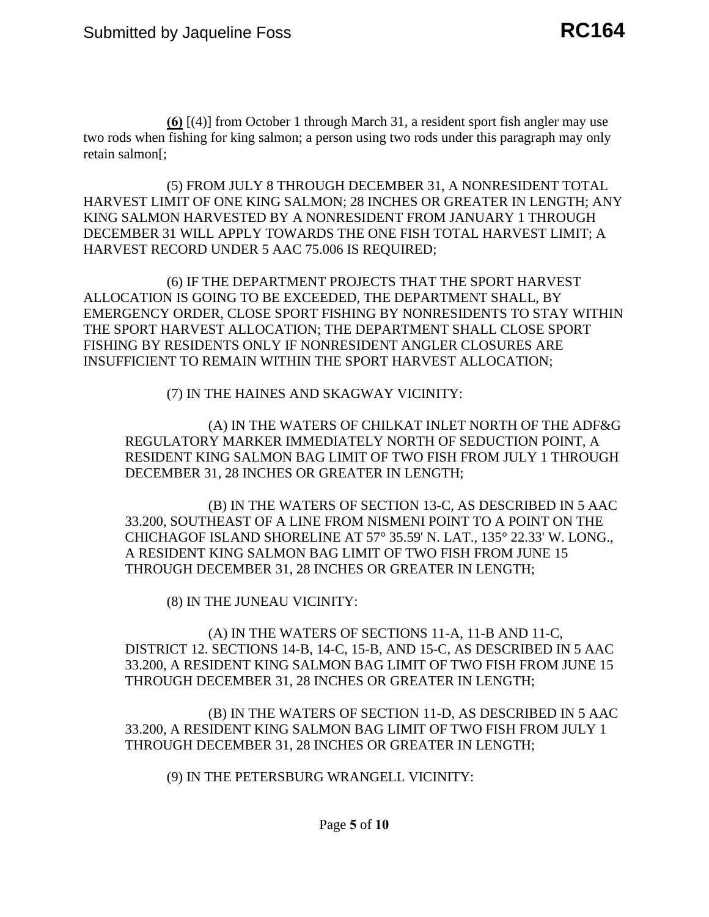**<u>(6)</u>** [(4)] from October 1 through March 31, a resident sport fish angler may use two rods when fishing for king salmon; a person using two rods under this paragraph may only retain salmon[;

(5) FROM JULY 8 THROUGH DECEMBER 31, A NONRESIDENT TOTAL HARVEST LIMIT OF ONE KING SALMON; 28 INCHES OR GREATER IN LENGTH; ANY KING SALMON HARVESTED BY A NONRESIDENT FROM JANUARY 1 THROUGH DECEMBER 31 WILL APPLY TOWARDS THE ONE FISH TOTAL HARVEST LIMIT; A HARVEST RECORD UNDER 5 AAC 75.006 IS REQUIRED;

(6) IF THE DEPARTMENT PROJECTS THAT THE SPORT HARVEST ALLOCATION IS GOING TO BE EXCEEDED, THE DEPARTMENT SHALL, BY EMERGENCY ORDER, CLOSE SPORT FISHING BY NONRESIDENTS TO STAY WITHIN THE SPORT HARVEST ALLOCATION; THE DEPARTMENT SHALL CLOSE SPORT FISHING BY RESIDENTS ONLY IF NONRESIDENT ANGLER CLOSURES ARE INSUFFICIENT TO REMAIN WITHIN THE SPORT HARVEST ALLOCATION;

(7) IN THE HAINES AND SKAGWAY VICINITY:

(A) IN THE WATERS OF CHILKAT INLET NORTH OF THE ADF&G REGULATORY MARKER IMMEDIATELY NORTH OF SEDUCTION POINT, A RESIDENT KING SALMON BAG LIMIT OF TWO FISH FROM JULY 1 THROUGH DECEMBER 31, 28 INCHES OR GREATER IN LENGTH;

(B) IN THE WATERS OF SECTION 13-C, AS DESCRIBED IN 5 AAC 33.200, SOUTHEAST OF A LINE FROM NISMENI POINT TO A POINT ON THE CHICHAGOF ISLAND SHORELINE AT 57° 35.59' N. LAT., 135° 22.33' W. LONG., A RESIDENT KING SALMON BAG LIMIT OF TWO FISH FROM JUNE 15 THROUGH DECEMBER 31, 28 INCHES OR GREATER IN LENGTH;

(8) IN THE JUNEAU VICINITY:

(A) IN THE WATERS OF SECTIONS 11-A, 11-B AND 11-C, DISTRICT 12. SECTIONS 14-B, 14-C, 15-B, AND 15-C, AS DESCRIBED IN 5 AAC 33.200, A RESIDENT KING SALMON BAG LIMIT OF TWO FISH FROM JUNE 15 THROUGH DECEMBER 31, 28 INCHES OR GREATER IN LENGTH;

(B) IN THE WATERS OF SECTION 11-D, AS DESCRIBED IN 5 AAC 33.200, A RESIDENT KING SALMON BAG LIMIT OF TWO FISH FROM JULY 1 THROUGH DECEMBER 31, 28 INCHES OR GREATER IN LENGTH;

(9) IN THE PETERSBURG WRANGELL VICINITY: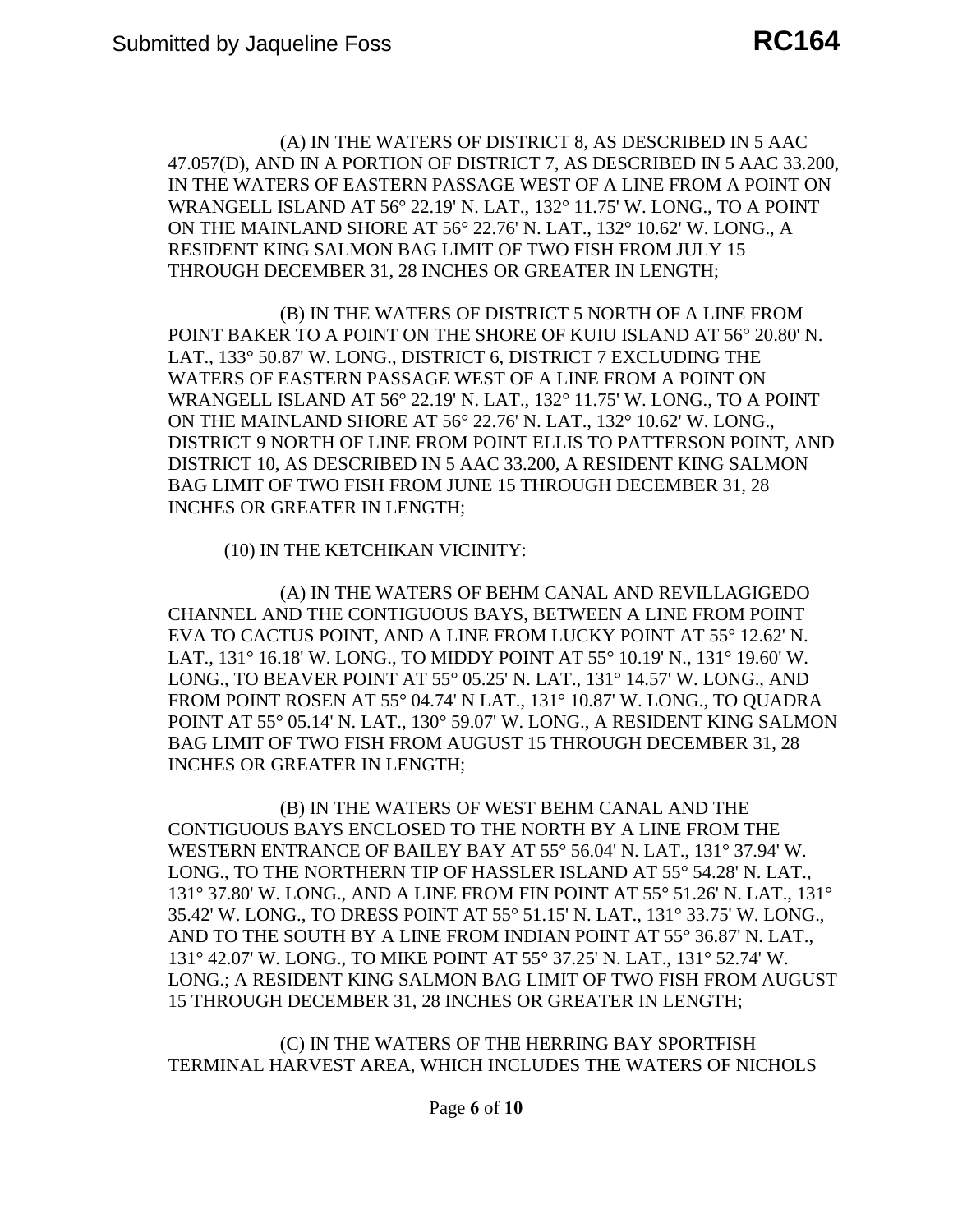(A) IN THE WATERS OF DISTRICT 8, AS DESCRIBED IN 5 AAC 47.057(D), AND IN A PORTION OF DISTRICT 7, AS DESCRIBED IN 5 AAC 33.200, IN THE WATERS OF EASTERN PASSAGE WEST OF A LINE FROM A POINT ON WRANGELL ISLAND AT 56° 22.19' N. LAT., 132° 11.75' W. LONG., TO A POINT ON THE MAINLAND SHORE AT 56° 22.76' N. LAT., 132° 10.62' W. LONG., A RESIDENT KING SALMON BAG LIMIT OF TWO FISH FROM JULY 15 THROUGH DECEMBER 31, 28 INCHES OR GREATER IN LENGTH;

(B) IN THE WATERS OF DISTRICT 5 NORTH OF A LINE FROM POINT BAKER TO A POINT ON THE SHORE OF KUIU ISLAND AT 56° 20.80' N. LAT., 133° 50.87' W. LONG., DISTRICT 6, DISTRICT 7 EXCLUDING THE WATERS OF EASTERN PASSAGE WEST OF A LINE FROM A POINT ON WRANGELL ISLAND AT 56° 22.19' N. LAT., 132° 11.75' W. LONG., TO A POINT ON THE MAINLAND SHORE AT 56° 22.76' N. LAT., 132° 10.62' W. LONG., DISTRICT 9 NORTH OF LINE FROM POINT ELLIS TO PATTERSON POINT, AND DISTRICT 10, AS DESCRIBED IN 5 AAC 33.200, A RESIDENT KING SALMON BAG LIMIT OF TWO FISH FROM JUNE 15 THROUGH DECEMBER 31, 28 INCHES OR GREATER IN LENGTH;

(10) IN THE KETCHIKAN VICINITY:

(A) IN THE WATERS OF BEHM CANAL AND REVILLAGIGEDO CHANNEL AND THE CONTIGUOUS BAYS, BETWEEN A LINE FROM POINT EVA TO CACTUS POINT, AND A LINE FROM LUCKY POINT AT 55° 12.62' N. LAT., 131° 16.18' W. LONG., TO MIDDY POINT AT 55° 10.19' N., 131° 19.60' W. LONG., TO BEAVER POINT AT 55° 05.25' N. LAT., 131° 14.57' W. LONG., AND FROM POINT ROSEN AT 55° 04.74' N LAT., 131° 10.87' W. LONG., TO QUADRA POINT AT 55° 05.14' N. LAT., 130° 59.07' W. LONG., A RESIDENT KING SALMON BAG LIMIT OF TWO FISH FROM AUGUST 15 THROUGH DECEMBER 31, 28 INCHES OR GREATER IN LENGTH;

(B) IN THE WATERS OF WEST BEHM CANAL AND THE CONTIGUOUS BAYS ENCLOSED TO THE NORTH BY A LINE FROM THE WESTERN ENTRANCE OF BAILEY BAY AT 55° 56.04' N. LAT., 131° 37.94' W. LONG., TO THE NORTHERN TIP OF HASSLER ISLAND AT 55° 54.28' N. LAT., 131° 37.80' W. LONG., AND A LINE FROM FIN POINT AT 55° 51.26' N. LAT., 131° 35.42' W. LONG., TO DRESS POINT AT 55° 51.15' N. LAT., 131° 33.75' W. LONG., AND TO THE SOUTH BY A LINE FROM INDIAN POINT AT 55° 36.87' N. LAT., 131° 42.07' W. LONG., TO MIKE POINT AT 55° 37.25' N. LAT., 131° 52.74' W. LONG.; A RESIDENT KING SALMON BAG LIMIT OF TWO FISH FROM AUGUST 15 THROUGH DECEMBER 31, 28 INCHES OR GREATER IN LENGTH;

(C) IN THE WATERS OF THE HERRING BAY SPORTFISH TERMINAL HARVEST AREA, WHICH INCLUDES THE WATERS OF NICHOLS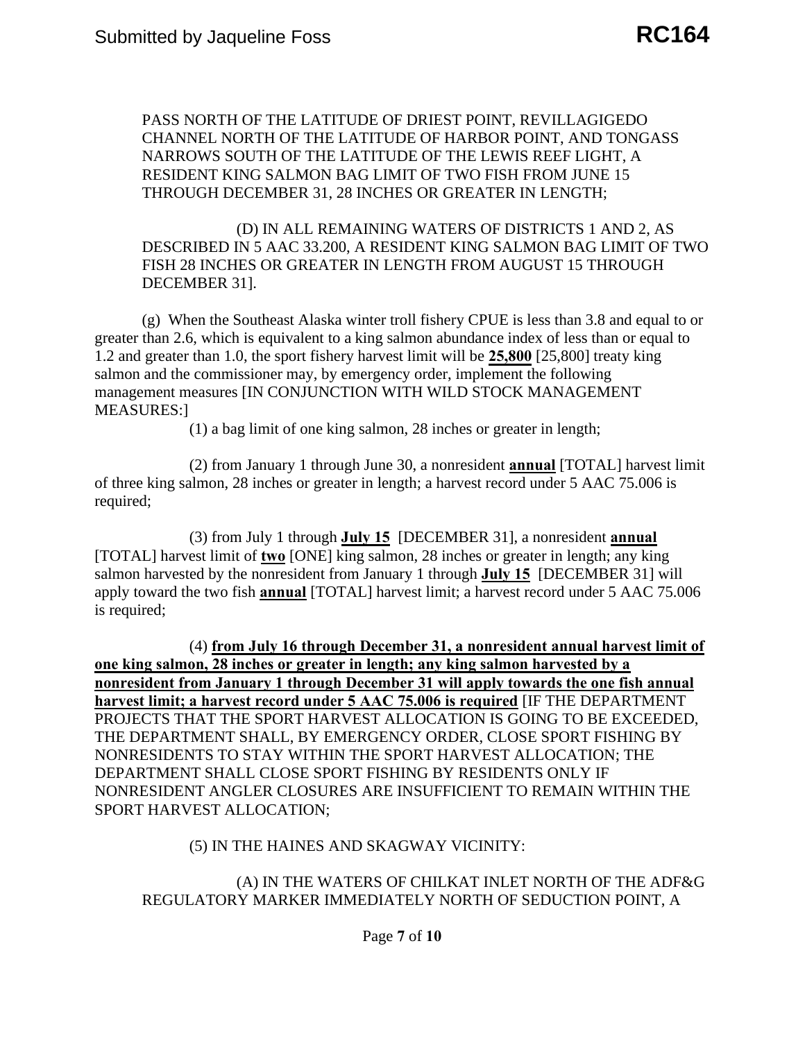PASS NORTH OF THE LATITUDE OF DRIEST POINT, REVILLAGIGEDO CHANNEL NORTH OF THE LATITUDE OF HARBOR POINT, AND TONGASS NARROWS SOUTH OF THE LATITUDE OF THE LEWIS REEF LIGHT, A RESIDENT KING SALMON BAG LIMIT OF TWO FISH FROM JUNE 15 THROUGH DECEMBER 31, 28 INCHES OR GREATER IN LENGTH;

(D) IN ALL REMAINING WATERS OF DISTRICTS 1 AND 2, AS DESCRIBED IN 5 AAC 33.200, A RESIDENT KING SALMON BAG LIMIT OF TWO FISH 28 INCHES OR GREATER IN LENGTH FROM AUGUST 15 THROUGH DECEMBER 31].

(g) When the Southeast Alaska winter troll fishery CPUE is less than 3.8 and equal to or greater than 2.6, which is equivalent to a king salmon abundance index of less than or equal to 1.2 and greater than 1.0, the sport fishery harvest limit will be **25,800** [25,800] treaty king salmon and the commissioner may, by emergency order, implement the following management measures [IN CONJUNCTION WITH WILD STOCK MANAGEMENT MEASURES:]

(1) a bag limit of one king salmon, 28 inches or greater in length;

(2) from January 1 through June 30, a nonresident **annual** [TOTAL] harvest limit of three king salmon, 28 inches or greater in length; a harvest record under 5 AAC 75.006 is required;

(3) from July 1 through **July 15** [DECEMBER 31], a nonresident **annual** [TOTAL] harvest limit of **two** [ONE] king salmon, 28 inches or greater in length; any king salmon harvested by the nonresident from January 1 through **July 15** [DECEMBER 31] will apply toward the two fish **annual** [TOTAL] harvest limit; a harvest record under 5 AAC 75.006 is required;

(4) **from July 16 through December 31, a nonresident annual harvest limit of one king salmon, 28 inches or greater in length; any king salmon harvested by a nonresident from January 1 through December 31 will apply towards the one fish annual harvest limit; a harvest record under 5 AAC 75.006 is required** [IF THE DEPARTMENT PROJECTS THAT THE SPORT HARVEST ALLOCATION IS GOING TO BE EXCEEDED, THE DEPARTMENT SHALL, BY EMERGENCY ORDER, CLOSE SPORT FISHING BY NONRESIDENTS TO STAY WITHIN THE SPORT HARVEST ALLOCATION; THE DEPARTMENT SHALL CLOSE SPORT FISHING BY RESIDENTS ONLY IF NONRESIDENT ANGLER CLOSURES ARE INSUFFICIENT TO REMAIN WITHIN THE SPORT HARVEST ALLOCATION;

(5) IN THE HAINES AND SKAGWAY VICINITY:

(A) IN THE WATERS OF CHILKAT INLET NORTH OF THE ADF&G REGULATORY MARKER IMMEDIATELY NORTH OF SEDUCTION POINT, A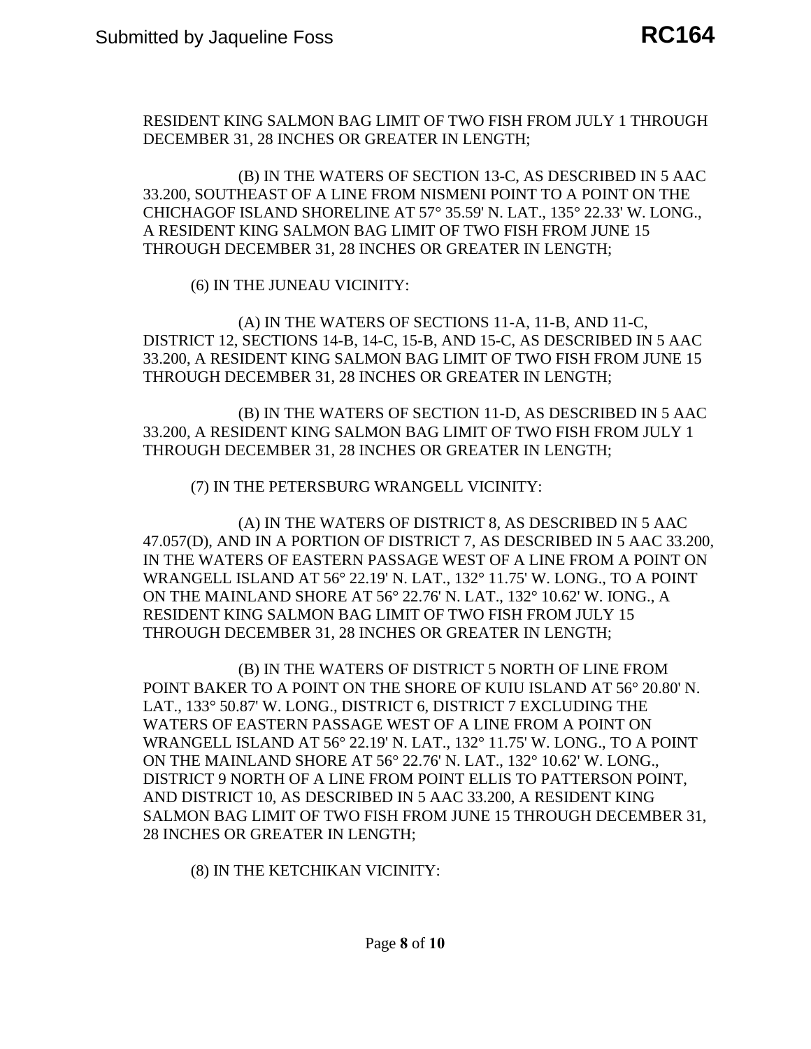RESIDENT KING SALMON BAG LIMIT OF TWO FISH FROM JULY 1 THROUGH DECEMBER 31, 28 INCHES OR GREATER IN LENGTH;

(B) IN THE WATERS OF SECTION 13-C, AS DESCRIBED IN 5 AAC 33.200, SOUTHEAST OF A LINE FROM NISMENI POINT TO A POINT ON THE CHICHAGOF ISLAND SHORELINE AT 57° 35.59' N. LAT., 135° 22.33' W. LONG., A RESIDENT KING SALMON BAG LIMIT OF TWO FISH FROM JUNE 15 THROUGH DECEMBER 31, 28 INCHES OR GREATER IN LENGTH;

(6) IN THE JUNEAU VICINITY:

(A) IN THE WATERS OF SECTIONS 11-A, 11-B, AND 11-C, DISTRICT 12, SECTIONS 14-B, 14-C, 15-B, AND 15-C, AS DESCRIBED IN 5 AAC 33.200, A RESIDENT KING SALMON BAG LIMIT OF TWO FISH FROM JUNE 15 THROUGH DECEMBER 31, 28 INCHES OR GREATER IN LENGTH;

(B) IN THE WATERS OF SECTION 11-D, AS DESCRIBED IN 5 AAC 33.200, A RESIDENT KING SALMON BAG LIMIT OF TWO FISH FROM JULY 1 THROUGH DECEMBER 31, 28 INCHES OR GREATER IN LENGTH;

(7) IN THE PETERSBURG WRANGELL VICINITY:

(A) IN THE WATERS OF DISTRICT 8, AS DESCRIBED IN 5 AAC 47.057(D), AND IN A PORTION OF DISTRICT 7, AS DESCRIBED IN 5 AAC 33.200, IN THE WATERS OF EASTERN PASSAGE WEST OF A LINE FROM A POINT ON WRANGELL ISLAND AT 56° 22.19' N. LAT., 132° 11.75' W. LONG., TO A POINT ON THE MAINLAND SHORE AT 56° 22.76' N. LAT., 132° 10.62' W. IONG., A RESIDENT KING SALMON BAG LIMIT OF TWO FISH FROM JULY 15 THROUGH DECEMBER 31, 28 INCHES OR GREATER IN LENGTH;

(B) IN THE WATERS OF DISTRICT 5 NORTH OF LINE FROM POINT BAKER TO A POINT ON THE SHORE OF KUIU ISLAND AT 56° 20.80' N. LAT., 133° 50.87' W. LONG., DISTRICT 6, DISTRICT 7 EXCLUDING THE WATERS OF EASTERN PASSAGE WEST OF A LINE FROM A POINT ON WRANGELL ISLAND AT 56° 22.19' N. LAT., 132° 11.75' W. LONG., TO A POINT ON THE MAINLAND SHORE AT 56° 22.76' N. LAT., 132° 10.62' W. LONG., DISTRICT 9 NORTH OF A LINE FROM POINT ELLIS TO PATTERSON POINT, AND DISTRICT 10, AS DESCRIBED IN 5 AAC 33.200, A RESIDENT KING SALMON BAG LIMIT OF TWO FISH FROM JUNE 15 THROUGH DECEMBER 31, 28 INCHES OR GREATER IN LENGTH;

(8) IN THE KETCHIKAN VICINITY: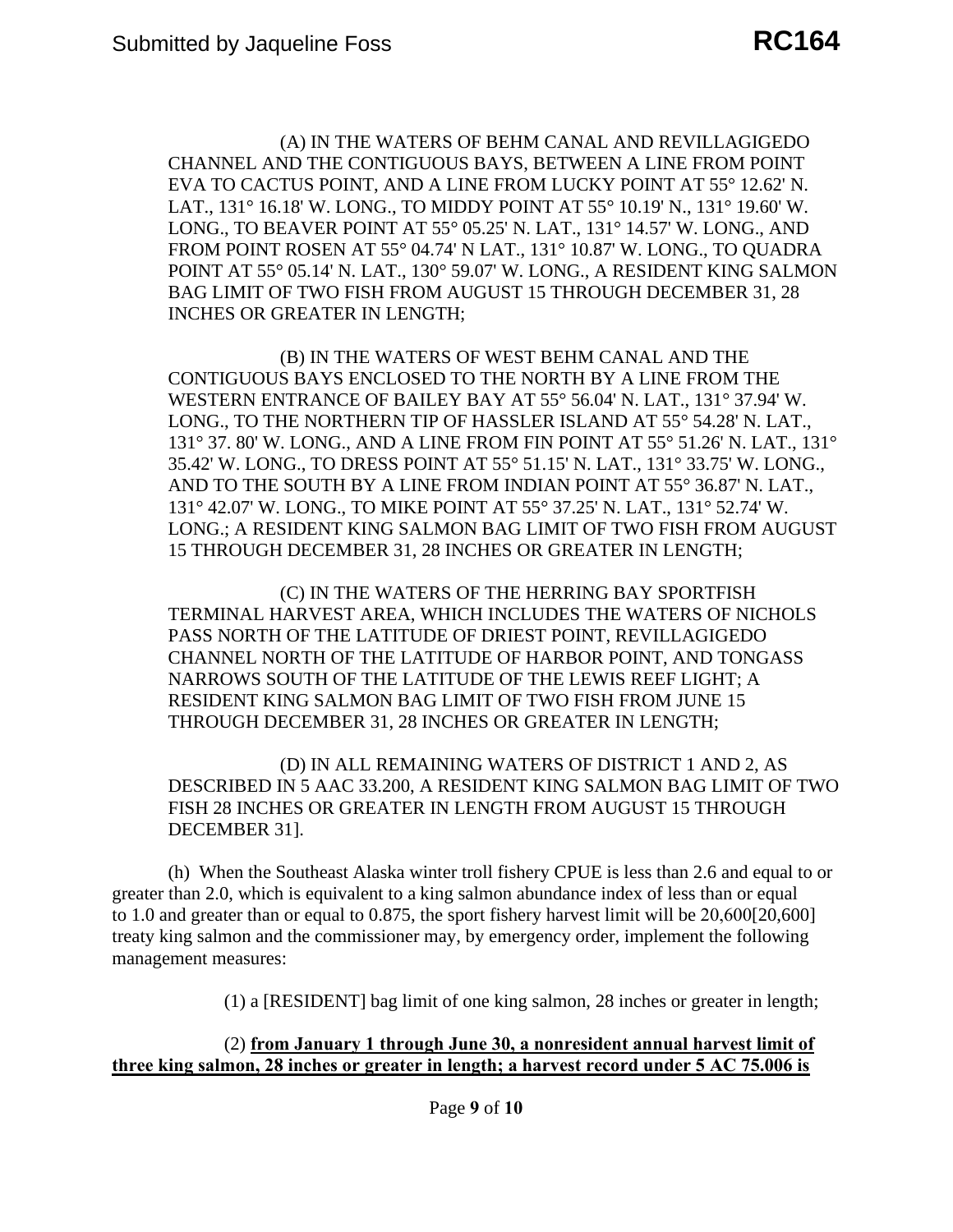(A) IN THE WATERS OF BEHM CANAL AND REVILLAGIGEDO CHANNEL AND THE CONTIGUOUS BAYS, BETWEEN A LINE FROM POINT EVA TO CACTUS POINT, AND A LINE FROM LUCKY POINT AT 55° 12.62' N. LAT., 131° 16.18' W. LONG., TO MIDDY POINT AT 55° 10.19' N., 131° 19.60' W. LONG., TO BEAVER POINT AT 55° 05.25' N. LAT., 131° 14.57' W. LONG., AND FROM POINT ROSEN AT 55° 04.74' N LAT., 131° 10.87' W. LONG., TO QUADRA POINT AT 55° 05.14' N. LAT., 130° 59.07' W. LONG., A RESIDENT KING SALMON BAG LIMIT OF TWO FISH FROM AUGUST 15 THROUGH DECEMBER 31, 28 INCHES OR GREATER IN LENGTH;

(B) IN THE WATERS OF WEST BEHM CANAL AND THE CONTIGUOUS BAYS ENCLOSED TO THE NORTH BY A LINE FROM THE WESTERN ENTRANCE OF BAILEY BAY AT 55° 56.04' N. LAT., 131° 37.94' W. LONG., TO THE NORTHERN TIP OF HASSLER ISLAND AT 55° 54.28' N. LAT., 131° 37. 80' W. LONG., AND A LINE FROM FIN POINT AT 55° 51.26' N. LAT., 131° 35.42' W. LONG., TO DRESS POINT AT 55° 51.15' N. LAT., 131° 33.75' W. LONG., AND TO THE SOUTH BY A LINE FROM INDIAN POINT AT 55° 36.87' N. LAT., 131° 42.07' W. LONG., TO MIKE POINT AT 55° 37.25' N. LAT., 131° 52.74' W. LONG.; A RESIDENT KING SALMON BAG LIMIT OF TWO FISH FROM AUGUST 15 THROUGH DECEMBER 31, 28 INCHES OR GREATER IN LENGTH;

(C) IN THE WATERS OF THE HERRING BAY SPORTFISH TERMINAL HARVEST AREA, WHICH INCLUDES THE WATERS OF NICHOLS PASS NORTH OF THE LATITUDE OF DRIEST POINT, REVILLAGIGEDO CHANNEL NORTH OF THE LATITUDE OF HARBOR POINT, AND TONGASS NARROWS SOUTH OF THE LATITUDE OF THE LEWIS REEF LIGHT; A RESIDENT KING SALMON BAG LIMIT OF TWO FISH FROM JUNE 15 THROUGH DECEMBER 31, 28 INCHES OR GREATER IN LENGTH;

(D) IN ALL REMAINING WATERS OF DISTRICT 1 AND 2, AS DESCRIBED IN 5 AAC 33.200, A RESIDENT KING SALMON BAG LIMIT OF TWO FISH 28 INCHES OR GREATER IN LENGTH FROM AUGUST 15 THROUGH DECEMBER 31].

(h) When the Southeast Alaska winter troll fishery CPUE is less than 2.6 and equal to or greater than 2.0, which is equivalent to a king salmon abundance index of less than or equal to 1.0 and greater than or equal to 0.875, the sport fishery harvest limit will be 20,600[20,600] treaty king salmon and the commissioner may, by emergency order, implement the following management measures:

(1) a [RESIDENT] bag limit of one king salmon, 28 inches or greater in length;

(2) **<u>from January 1 through June 30, a nonresident annual harvest limit of three king salmon, 28 inches or greater in length; a harvest record under 5 AC 75.006 is</u>**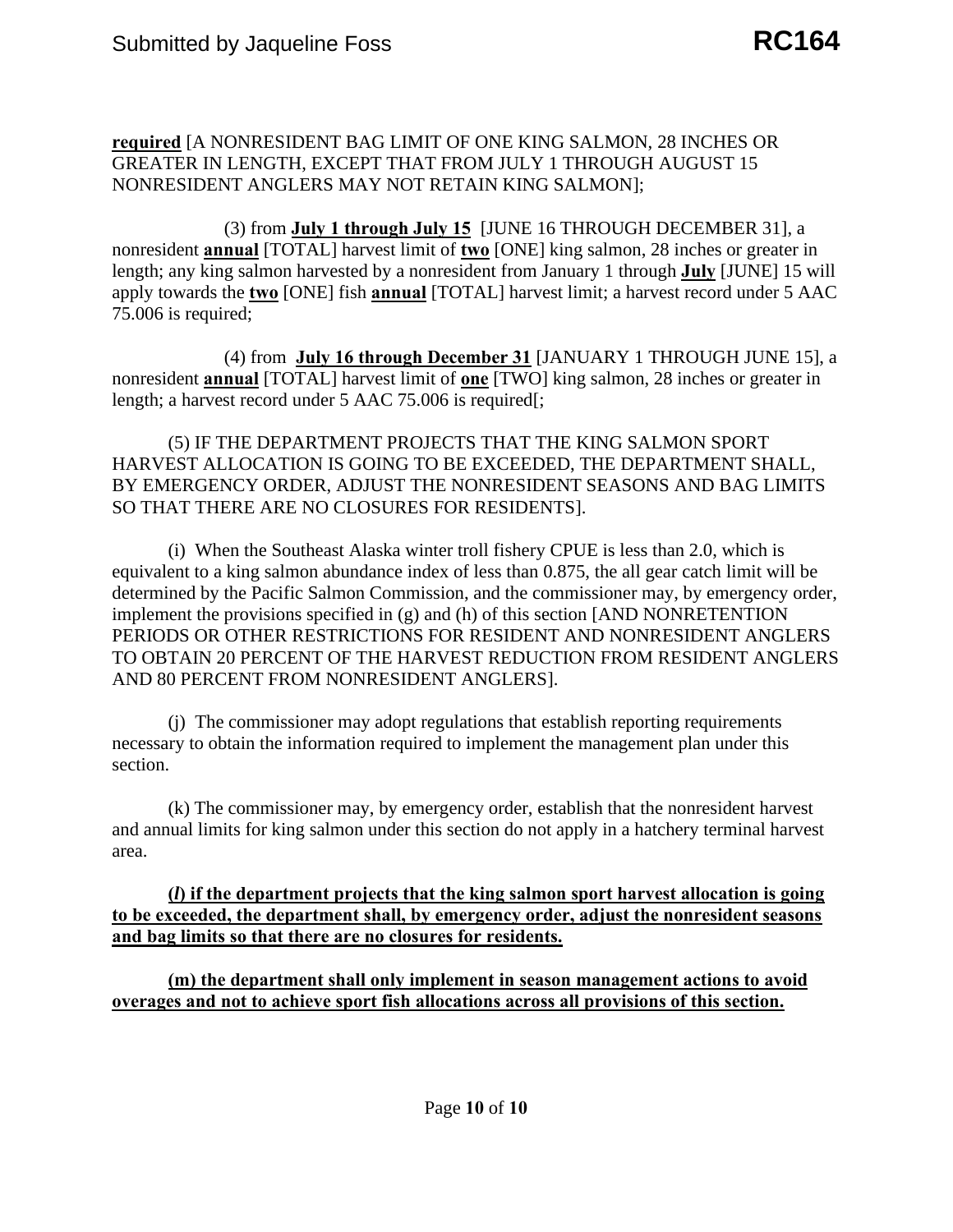**required** [A NONRESIDENT BAG LIMIT OF ONE KING SALMON, 28 INCHES OR GREATER IN LENGTH, EXCEPT THAT FROM JULY 1 THROUGH AUGUST 15 NONRESIDENT ANGLERS MAY NOT RETAIN KING SALMON];

(3) from **July 1 through July 15** [JUNE 16 THROUGH DECEMBER 31], a nonresident **annual** [TOTAL] harvest limit of **two** [ONE] king salmon, 28 inches or greater in length; any king salmon harvested by a nonresident from January 1 through **July** [JUNE] 15 will apply towards the **two** [ONE] fish **annual** [TOTAL] harvest limit; a harvest record under 5 AAC 75.006 is required;

(4) from **July 16 through December 31** [JANUARY 1 THROUGH JUNE 15], a nonresident **annual** [TOTAL] harvest limit of **one** [TWO] king salmon, 28 inches or greater in length; a harvest record under 5 AAC 75.006 is required[;

(5) IF THE DEPARTMENT PROJECTS THAT THE KING SALMON SPORT HARVEST ALLOCATION IS GOING TO BE EXCEEDED, THE DEPARTMENT SHALL, BY EMERGENCY ORDER, ADJUST THE NONRESIDENT SEASONS AND BAG LIMITS SO THAT THERE ARE NO CLOSURES FOR RESIDENTS].

(i) When the Southeast Alaska winter troll fishery CPUE is less than 2.0, which is equivalent to a king salmon abundance index of less than 0.875, the all gear catch limit will be determined by the Pacific Salmon Commission, and the commissioner may, by emergency order, implement the provisions specified in (g) and (h) of this section [AND NONRETENTION PERIODS OR OTHER RESTRICTIONS FOR RESIDENT AND NONRESIDENT ANGLERS TO OBTAIN 20 PERCENT OF THE HARVEST REDUCTION FROM RESIDENT ANGLERS AND 80 PERCENT FROM NONRESIDENT ANGLERS].

(j) The commissioner may adopt regulations that establish reporting requirements necessary to obtain the information required to implement the management plan under this section.

(k) The commissioner may, by emergency order, establish that the nonresident harvest and annual limits for king salmon under this section do not apply in a hatchery terminal harvest area.

**(*l*) if the department projects that the king salmon sport harvest allocation is going to be exceeded, the department shall, by emergency order, adjust the nonresident seasons and bag limits so that there are no closures for residents.**

**(m) the department shall only implement in season management actions to avoid overages and not to achieve sport fish allocations across all provisions of this section.**